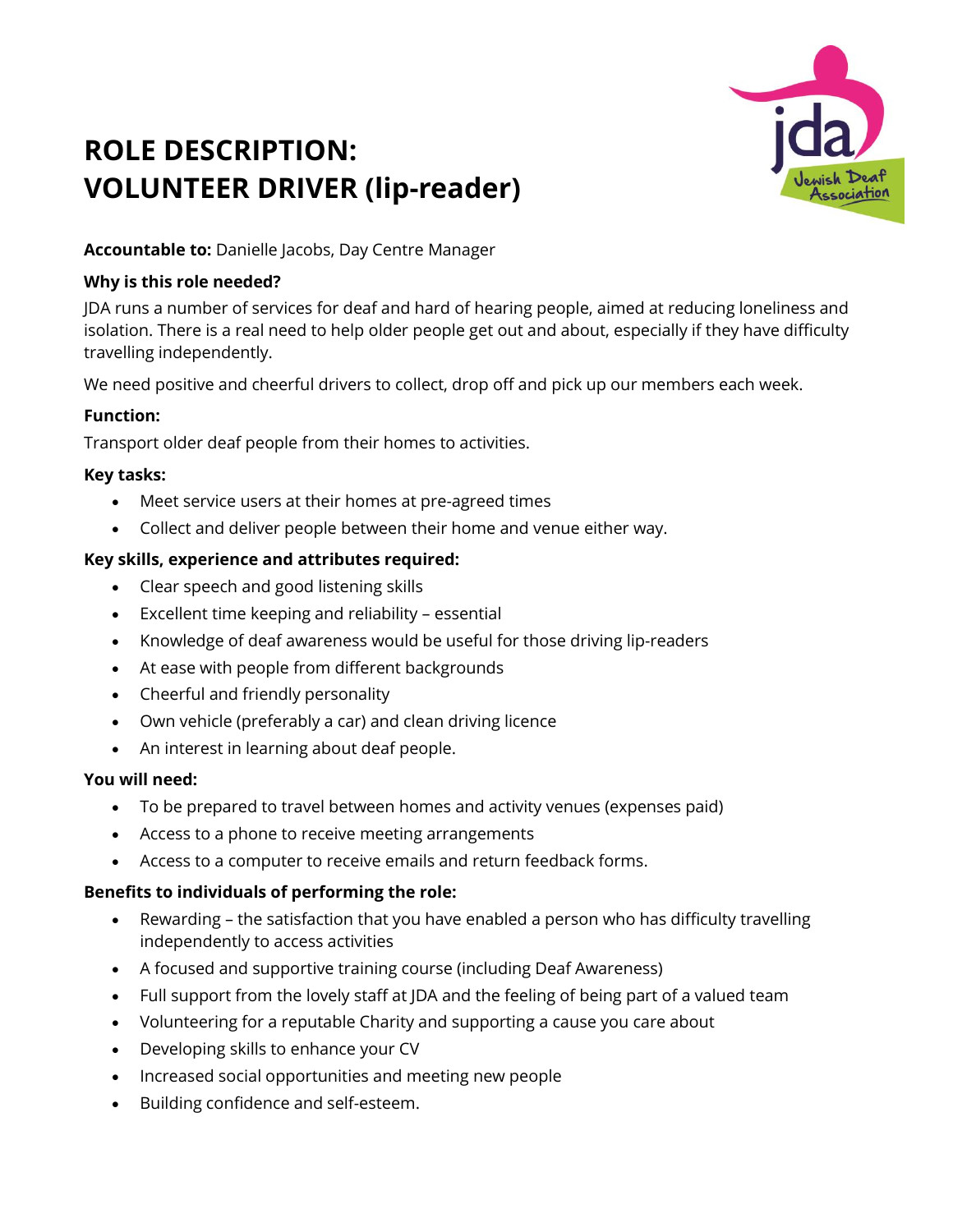# ROLE DESCRIPTION: VOLUNTEER DRIVER (lip-reader)

**Accountable to:** Danielle Jacobs, Day Centre Manager

**Why is this role needed?**

JDA runs a number of services for deaf and hard of hearing people, aimed at reducing loneliness and isolation. There is a real need to help older people get out and about, especially if they have difficulty travelling independently.

We need positive and cheerful drivers to collect, drop off and pick up our members each week.

**Function:**

Transport older deaf people from their homes to activities.

**Key tasks:**

- Meet service users at their homes at pre-agreed times
- Collect and deliver people between their home and venue either way.

**Key skills, experience and attributes required:**

- Clear speech and good listening skills
- Excellent time keeping and reliability – essential
- Knowledge of deaf awareness would be useful for those driving lip-readers
- At ease with people from different backgrounds
- Cheerful and friendly personality
- Own vehicle (preferably a car) and clean driving licence
- An interest in learning about deaf people.

**You will need:**

- To be prepared to travel between homes and activity venues (expenses paid)
- Access to a phone to receive meeting arrangements
- Access to a computer to receive emails and return feedback forms.

**Benefits to individuals of performing the role:**

- Rewarding – the satisfaction that you have enabled a person who has difficulty travelling independently to access activities
- A focused and supportive training course (including Deaf Awareness)
- Full support from the lovely staff at JDA and the feeling of being part of a valued team
- Volunteering for a reputable Charity and supporting a cause you care about
- Developing skills to enhance your CV
- Increased social opportunities and meeting new people
- Building confidence and self-esteem.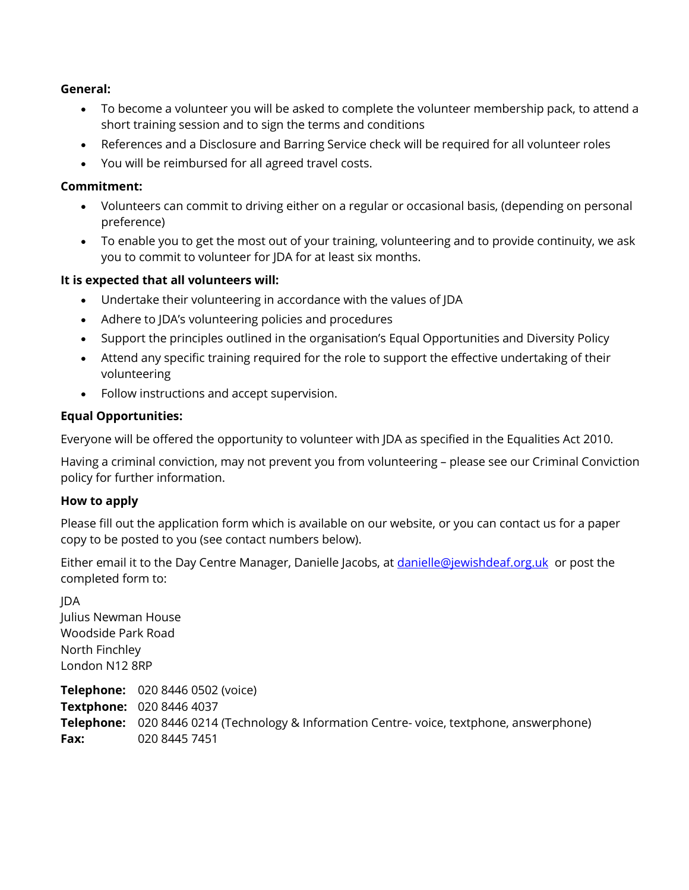**General:**

- To become a volunteer you will be asked to complete the volunteer membership pack, to attend a short training session and to sign the terms and conditions
- References and a Disclosure and Barring Service check will be required for all volunteer roles
- You will be reimbursed for all agreed travel costs.

**Commitment:**

- Volunteers can commit to driving either on a regular or occasional basis, (depending on personal preference)
- To enable you to get the most out of your training, volunteering and to provide continuity, we ask you to commit to volunteer for JDA for at least six months.

**It is expected that all volunteers will:**

- Undertake their volunteering in accordance with the values of JDA
- Adhere to JDA's volunteering policies and procedures
- Support the principles outlined in the organisation's Equal Opportunities and Diversity Policy
- Attend any specific training required for the role to support the effective undertaking of their volunteering
- Follow instructions and accept supervision.

**Equal Opportunities:**

Everyone will be offered the opportunity to volunteer with JDA as specified in the Equalities Act 2010.

Having a criminal conviction, may not prevent you from volunteering – please see our Criminal Conviction policy for further information.

**How to apply**

Please fill out the application form which is available on our website, or you can contact us for a paper copy to be posted to you (see contact numbers below).

Either email it to the Day Centre Manager, Danielle Jacobs, at danielle@jewishdeaf.org.uk or post the completed form to:

JDA
Julius Newman House
Woodside Park Road
North Finchley
London N12 8RP

**Telephone:** 020 8446 0502 (voice)
**Textphone:** 020 8446 4037
**Telephone:** 020 8446 0214 (Technology & Information Centre- voice, textphone, answerphone)
**Fax:** 020 8445 7451